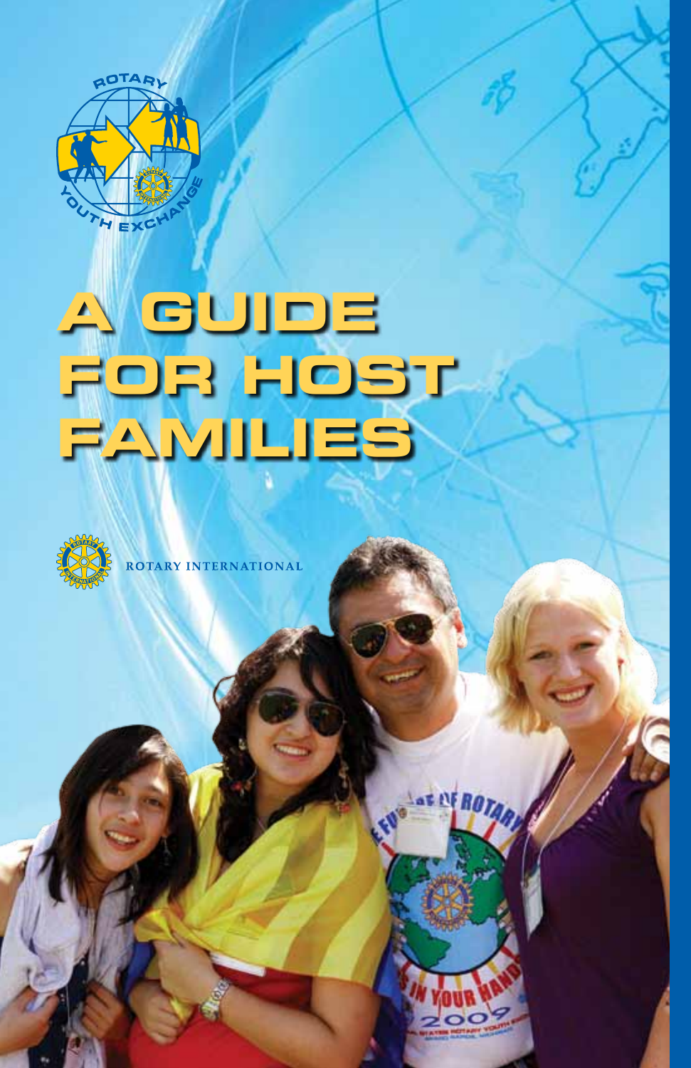# A GUIDE FOR HOST FAMILIES

ROTARY INTERNATIONAL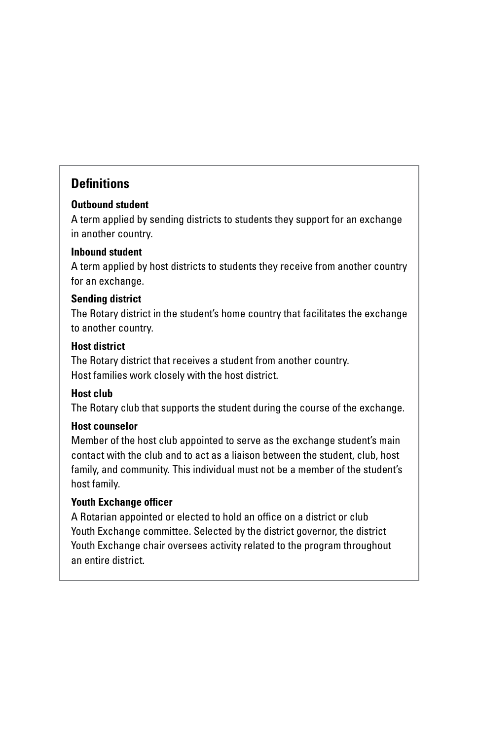## Definitions

**Outbound student**
A term applied by sending districts to students they support for an exchange in another country.

**Inbound student**
A term applied by host districts to students they receive from another country for an exchange.

**Sending district**
The Rotary district in the student's home country that facilitates the exchange to another country.

**Host district**
The Rotary district that receives a student from another country.
Host families work closely with the host district.

**Host club**
The Rotary club that supports the student during the course of the exchange.

**Host counselor**
Member of the host club appointed to serve as the exchange student's main contact with the club and to act as a liaison between the student, club, host family, and community. This individual must not be a member of the student's host family.

**Youth Exchange officer**
A Rotarian appointed or elected to hold an office on a district or club Youth Exchange committee. Selected by the district governor, the district Youth Exchange chair oversees activity related to the program throughout an entire district.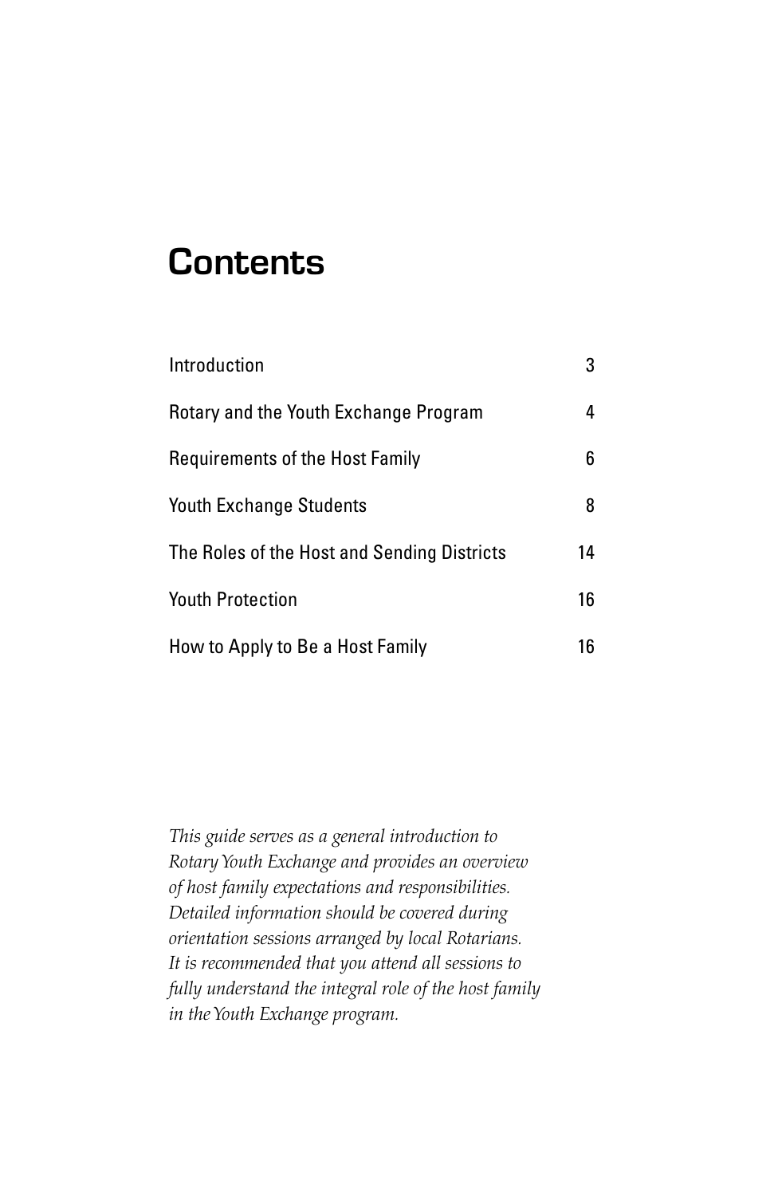# Contents

| | |
|---|---|
| Introduction | 3 |
| Rotary and the Youth Exchange Program | 4 |
| Requirements of the Host Family | 6 |
| Youth Exchange Students | 8 |
| The Roles of the Host and Sending Districts | 14 |
| Youth Protection | 16 |
| How to Apply to Be a Host Family | 16 |

*This guide serves as a general introduction to Rotary Youth Exchange and provides an overview of host family expectations and responsibilities. Detailed information should be covered during orientation sessions arranged by local Rotarians. It is recommended that you attend all sessions to fully understand the integral role of the host family in the Youth Exchange program.*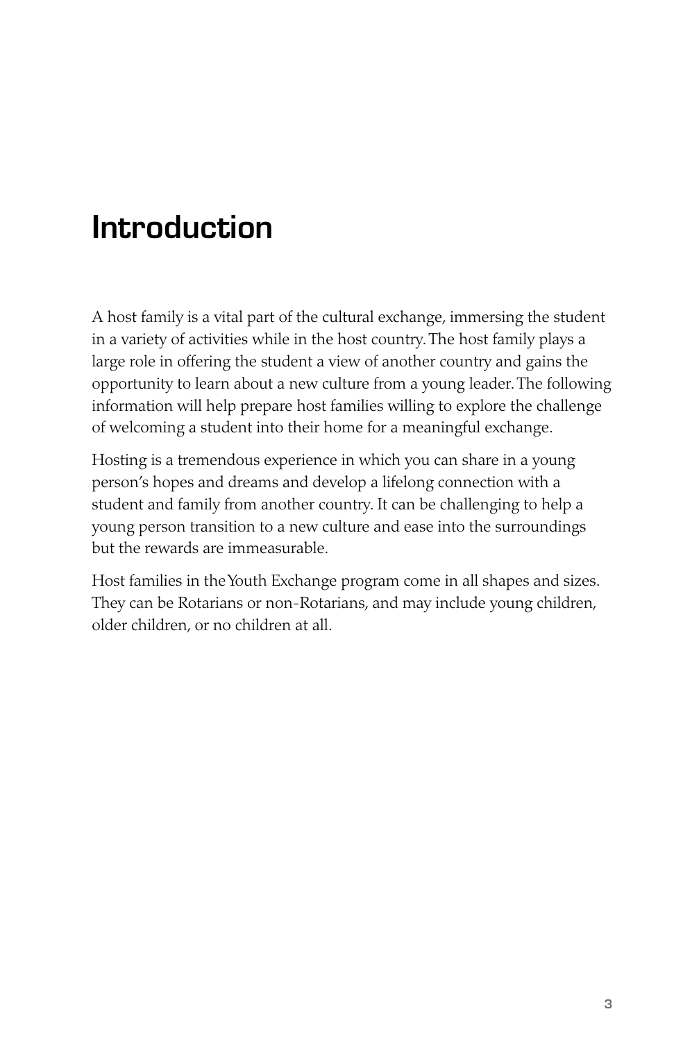# Introduction

A host family is a vital part of the cultural exchange, immersing the student in a variety of activities while in the host country. The host family plays a large role in offering the student a view of another country and gains the opportunity to learn about a new culture from a young leader. The following information will help prepare host families willing to explore the challenge of welcoming a student into their home for a meaningful exchange.

Hosting is a tremendous experience in which you can share in a young person's hopes and dreams and develop a lifelong connection with a student and family from another country. It can be challenging to help a young person transition to a new culture and ease into the surroundings but the rewards are immeasurable.

Host families in the Youth Exchange program come in all shapes and sizes. They can be Rotarians or non-Rotarians, and may include young children, older children, or no children at all.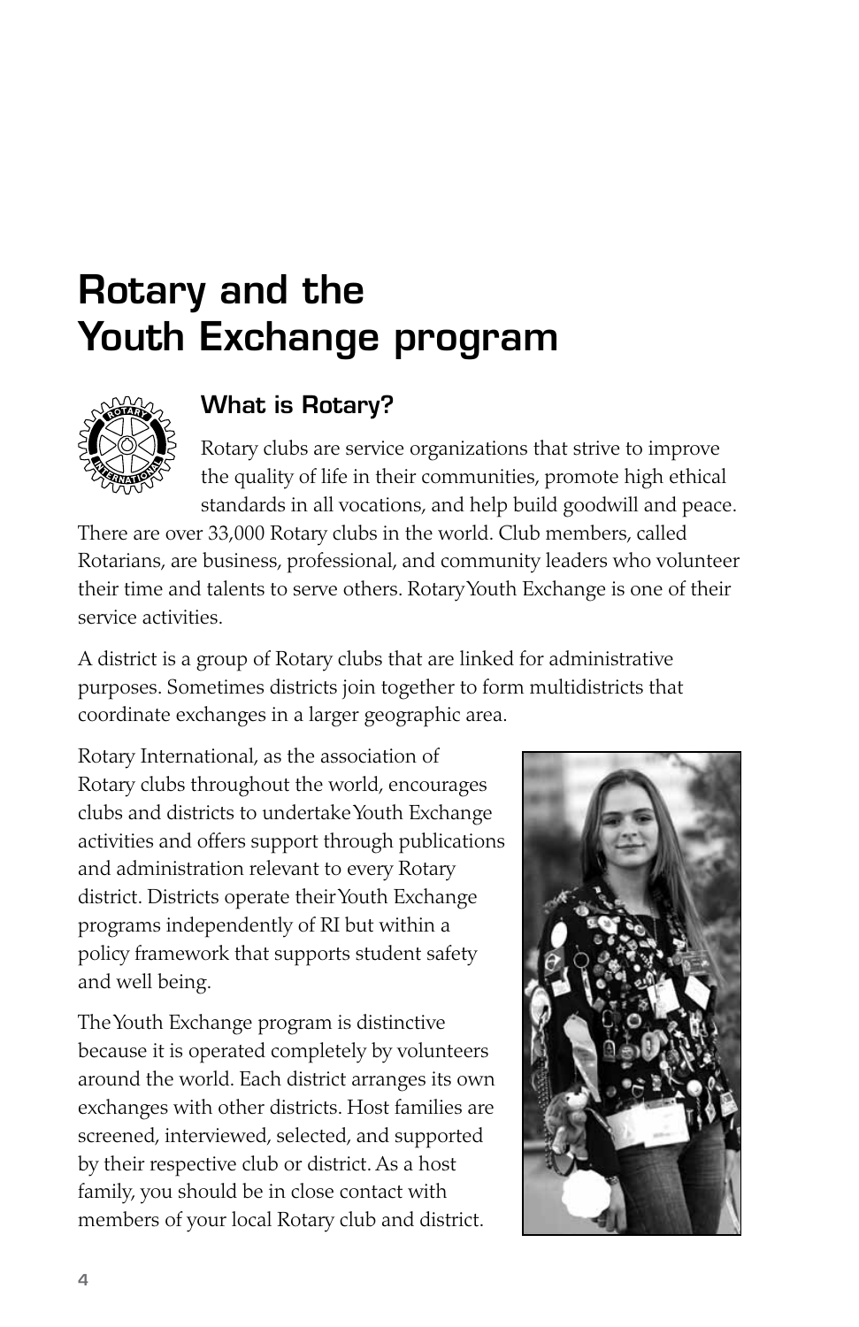# Rotary and the Youth Exchange program

## What is Rotary?

Rotary clubs are service organizations that strive to improve the quality of life in their communities, promote high ethical standards in all vocations, and help build goodwill and peace. There are over 33,000 Rotary clubs in the world. Club members, called Rotarians, are business, professional, and community leaders who volunteer their time and talents to serve others. Rotary Youth Exchange is one of their service activities.

A district is a group of Rotary clubs that are linked for administrative purposes. Sometimes districts join together to form multidistricts that coordinate exchanges in a larger geographic area.

Rotary International, as the association of Rotary clubs throughout the world, encourages clubs and districts to undertake Youth Exchange activities and offers support through publications and administration relevant to every Rotary district. Districts operate their Youth Exchange programs independently of RI but within a policy framework that supports student safety and well being.

The Youth Exchange program is distinctive because it is operated completely by volunteers around the world. Each district arranges its own exchanges with other districts. Host families are screened, interviewed, selected, and supported by their respective club or district. As a host family, you should be in close contact with members of your local Rotary club and district.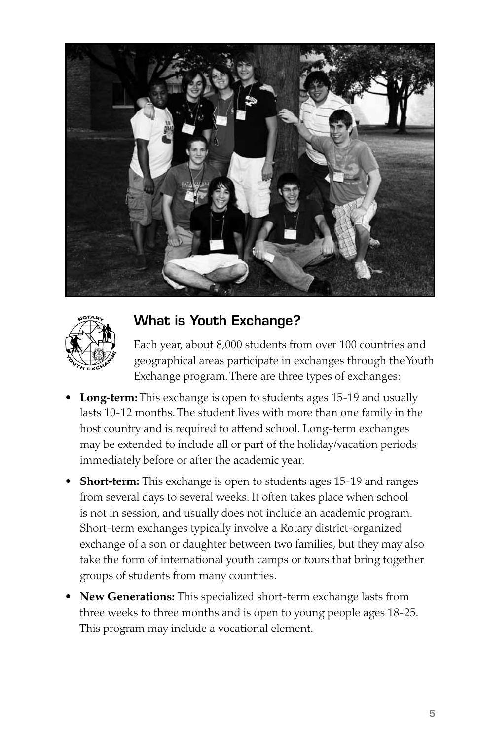## What is Youth Exchange?

Each year, about 8,000 students from over 100 countries and geographical areas participate in exchanges through the Youth Exchange program. There are three types of exchanges:

- **Long-term:** This exchange is open to students ages 15-19 and usually lasts 10-12 months. The student lives with more than one family in the host country and is required to attend school. Long-term exchanges may be extended to include all or part of the holiday/vacation periods immediately before or after the academic year.
- **Short-term:** This exchange is open to students ages 15-19 and ranges from several days to several weeks. It often takes place when school is not in session, and usually does not include an academic program. Short-term exchanges typically involve a Rotary district-organized exchange of a son or daughter between two families, but they may also take the form of international youth camps or tours that bring together groups of students from many countries.
- **New Generations:** This specialized short-term exchange lasts from three weeks to three months and is open to young people ages 18-25. This program may include a vocational element.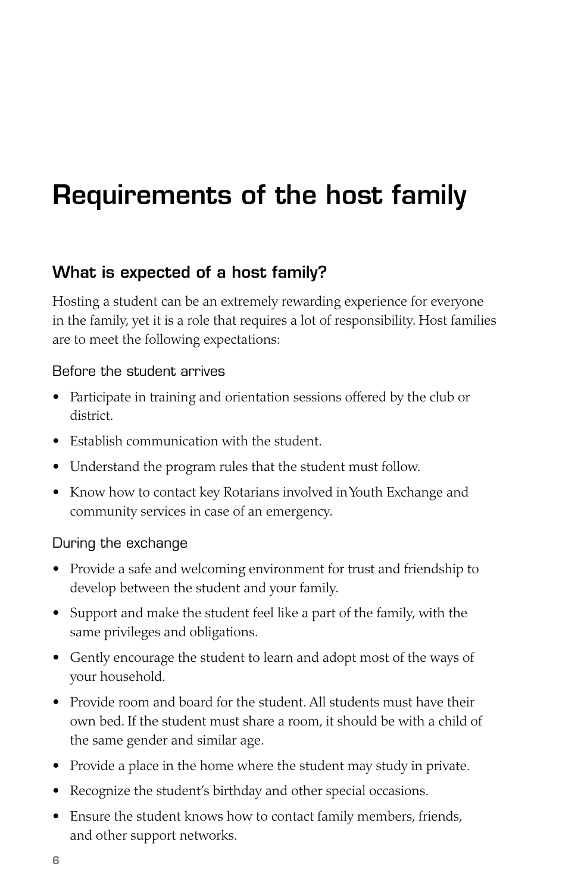# Requirements of the host family

## What is expected of a host family?

Hosting a student can be an extremely rewarding experience for everyone in the family, yet it is a role that requires a lot of responsibility. Host families are to meet the following expectations:

### Before the student arrives

- Participate in training and orientation sessions offered by the club or district.
- Establish communication with the student.
- Understand the program rules that the student must follow.
- Know how to contact key Rotarians involved in Youth Exchange and community services in case of an emergency.

### During the exchange

- Provide a safe and welcoming environment for trust and friendship to develop between the student and your family.
- Support and make the student feel like a part of the family, with the same privileges and obligations.
- Gently encourage the student to learn and adopt most of the ways of your household.
- Provide room and board for the student. All students must have their own bed. If the student must share a room, it should be with a child of the same gender and similar age.
- Provide a place in the home where the student may study in private.
- Recognize the student's birthday and other special occasions.
- Ensure the student knows how to contact family members, friends, and other support networks.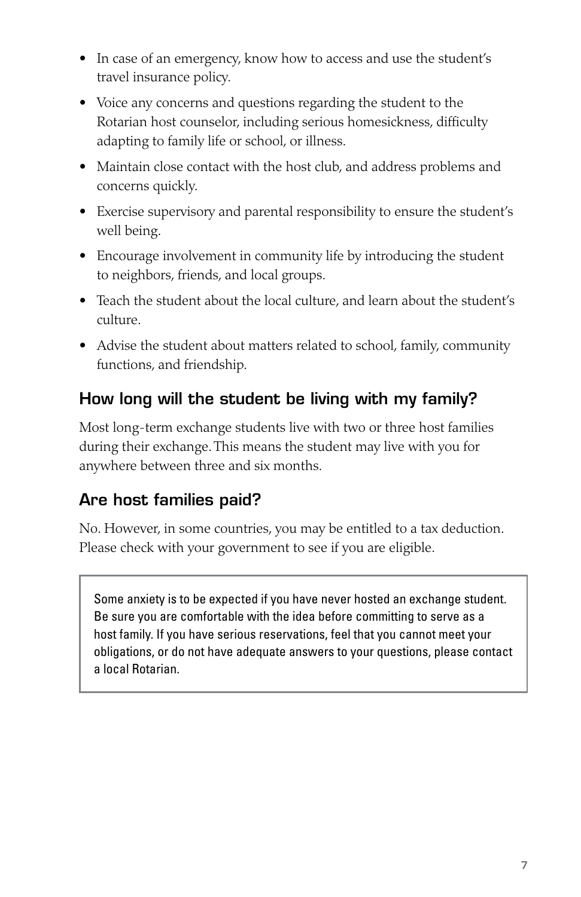- In case of an emergency, know how to access and use the student's travel insurance policy.
- Voice any concerns and questions regarding the student to the Rotarian host counselor, including serious homesickness, difficulty adapting to family life or school, or illness.
- Maintain close contact with the host club, and address problems and concerns quickly.
- Exercise supervisory and parental responsibility to ensure the student's well being.
- Encourage involvement in community life by introducing the student to neighbors, friends, and local groups.
- Teach the student about the local culture, and learn about the student's culture.
- Advise the student about matters related to school, family, community functions, and friendship.

## How long will the student be living with my family?

Most long-term exchange students live with two or three host families during their exchange. This means the student may live with you for anywhere between three and six months.

## Are host families paid?

No. However, in some countries, you may be entitled to a tax deduction. Please check with your government to see if you are eligible.

> Some anxiety is to be expected if you have never hosted an exchange student. Be sure you are comfortable with the idea before committing to serve as a host family. If you have serious reservations, feel that you cannot meet your obligations, or do not have adequate answers to your questions, please contact a local Rotarian.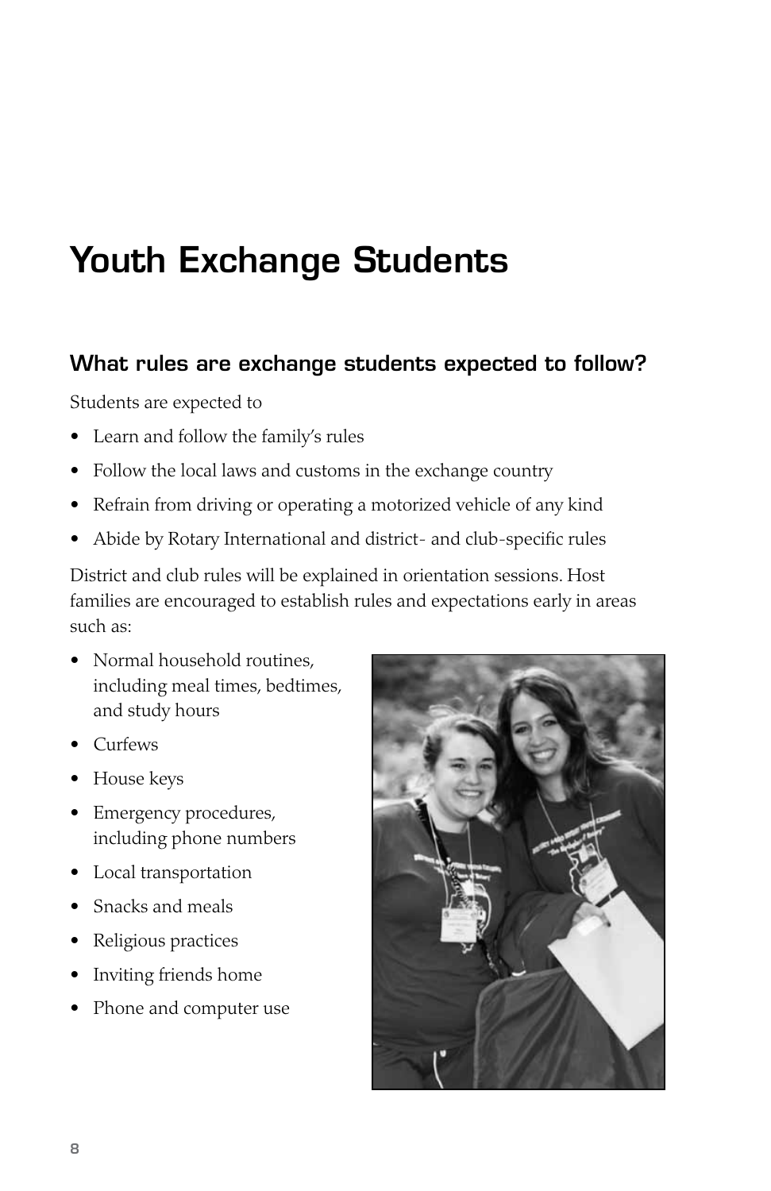# Youth Exchange Students

## What rules are exchange students expected to follow?

Students are expected to

- Learn and follow the family's rules
- Follow the local laws and customs in the exchange country
- Refrain from driving or operating a motorized vehicle of any kind
- Abide by Rotary International and district- and club-specific rules

District and club rules will be explained in orientation sessions. Host families are encouraged to establish rules and expectations early in areas such as:

- Normal household routines, including meal times, bedtimes, and study hours
- Curfews
- House keys
- Emergency procedures, including phone numbers
- Local transportation
- Snacks and meals
- Religious practices
- Inviting friends home
- Phone and computer use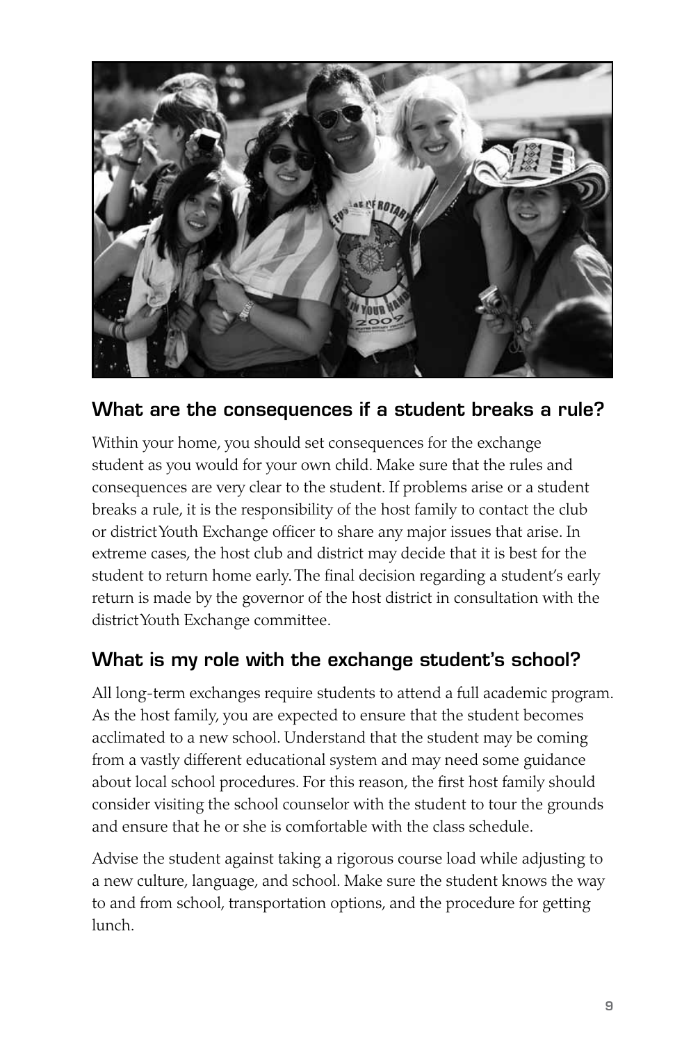## What are the consequences if a student breaks a rule?

Within your home, you should set consequences for the exchange student as you would for your own child. Make sure that the rules and consequences are very clear to the student. If problems arise or a student breaks a rule, it is the responsibility of the host family to contact the club or district Youth Exchange officer to share any major issues that arise. In extreme cases, the host club and district may decide that it is best for the student to return home early. The final decision regarding a student's early return is made by the governor of the host district in consultation with the district Youth Exchange committee.

## What is my role with the exchange student's school?

All long-term exchanges require students to attend a full academic program. As the host family, you are expected to ensure that the student becomes acclimated to a new school. Understand that the student may be coming from a vastly different educational system and may need some guidance about local school procedures. For this reason, the first host family should consider visiting the school counselor with the student to tour the grounds and ensure that he or she is comfortable with the class schedule.

Advise the student against taking a rigorous course load while adjusting to a new culture, language, and school. Make sure the student knows the way to and from school, transportation options, and the procedure for getting lunch.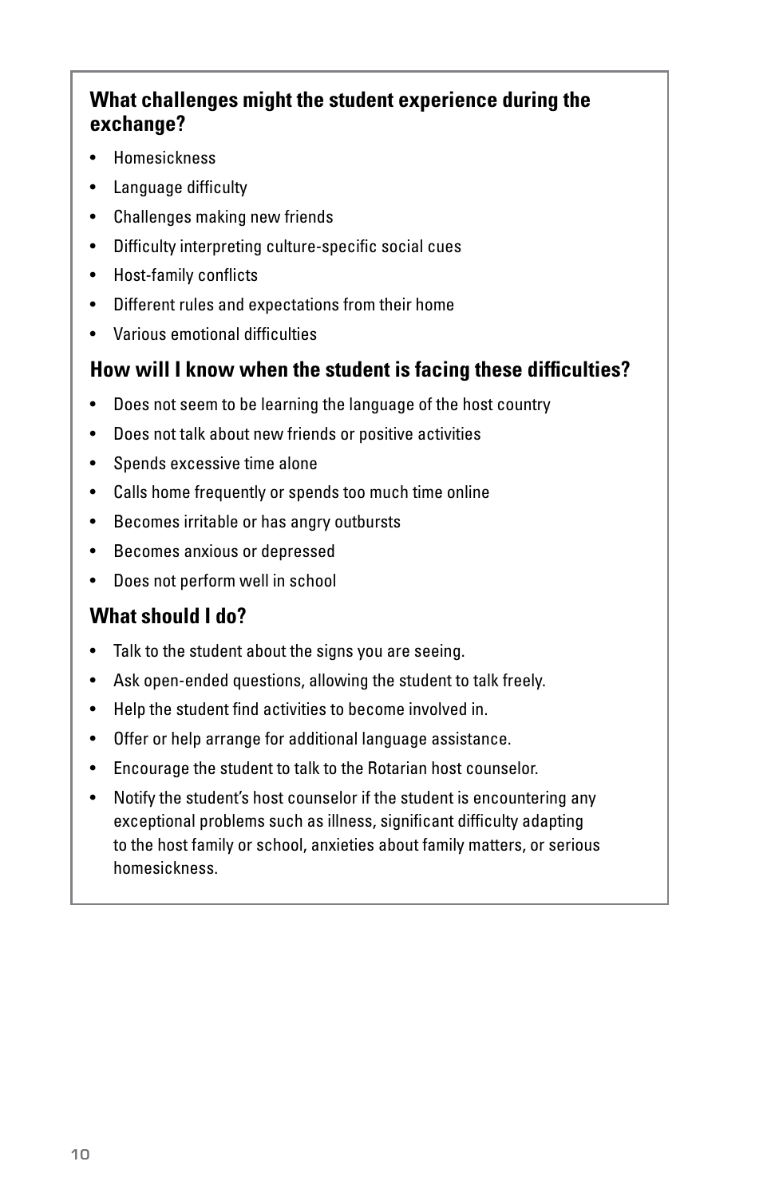### What challenges might the student experience during the exchange?

- Homesickness
- Language difficulty
- Challenges making new friends
- Difficulty interpreting culture-specific social cues
- Host-family conflicts
- Different rules and expectations from their home
- Various emotional difficulties

### How will I know when the student is facing these difficulties?

- Does not seem to be learning the language of the host country
- Does not talk about new friends or positive activities
- Spends excessive time alone
- Calls home frequently or spends too much time online
- Becomes irritable or has angry outbursts
- Becomes anxious or depressed
- Does not perform well in school

### What should I do?

- Talk to the student about the signs you are seeing.
- Ask open-ended questions, allowing the student to talk freely.
- Help the student find activities to become involved in.
- Offer or help arrange for additional language assistance.
- Encourage the student to talk to the Rotarian host counselor.
- Notify the student's host counselor if the student is encountering any exceptional problems such as illness, significant difficulty adapting to the host family or school, anxieties about family matters, or serious homesickness.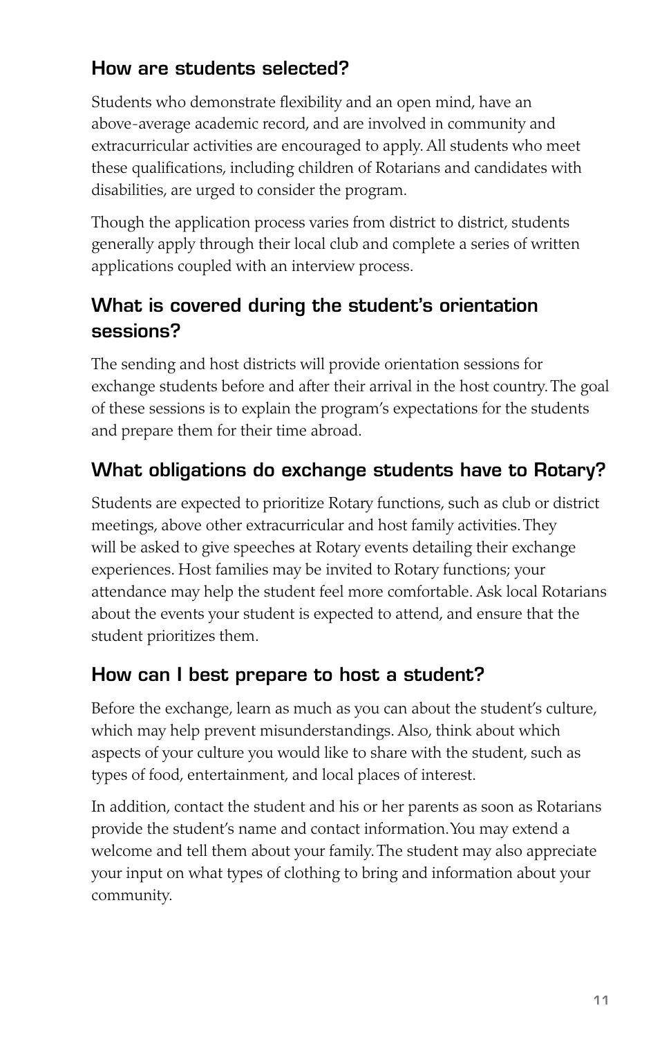## How are students selected?

Students who demonstrate flexibility and an open mind, have an above-average academic record, and are involved in community and extracurricular activities are encouraged to apply. All students who meet these qualifications, including children of Rotarians and candidates with disabilities, are urged to consider the program.

Though the application process varies from district to district, students generally apply through their local club and complete a series of written applications coupled with an interview process.

## What is covered during the student's orientation sessions?

The sending and host districts will provide orientation sessions for exchange students before and after their arrival in the host country. The goal of these sessions is to explain the program's expectations for the students and prepare them for their time abroad.

## What obligations do exchange students have to Rotary?

Students are expected to prioritize Rotary functions, such as club or district meetings, above other extracurricular and host family activities. They will be asked to give speeches at Rotary events detailing their exchange experiences. Host families may be invited to Rotary functions; your attendance may help the student feel more comfortable. Ask local Rotarians about the events your student is expected to attend, and ensure that the student prioritizes them.

## How can I best prepare to host a student?

Before the exchange, learn as much as you can about the student's culture, which may help prevent misunderstandings. Also, think about which aspects of your culture you would like to share with the student, such as types of food, entertainment, and local places of interest.

In addition, contact the student and his or her parents as soon as Rotarians provide the student's name and contact information. You may extend a welcome and tell them about your family. The student may also appreciate your input on what types of clothing to bring and information about your community.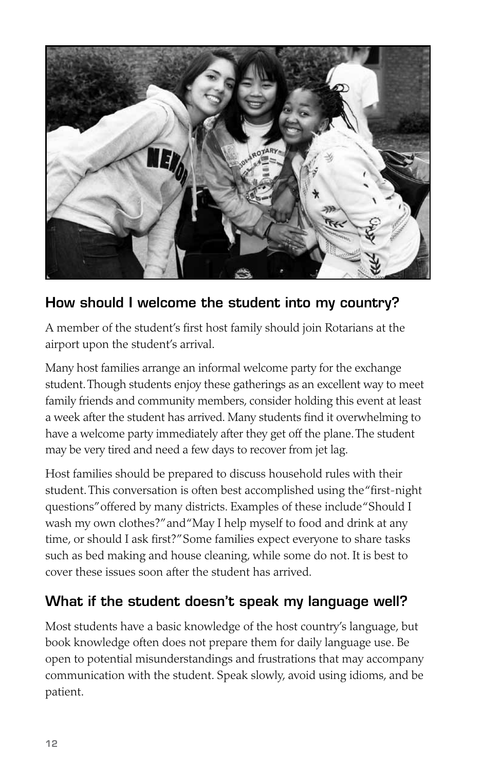## How should I welcome the student into my country?

A member of the student's first host family should join Rotarians at the airport upon the student's arrival.

Many host families arrange an informal welcome party for the exchange student. Though students enjoy these gatherings as an excellent way to meet family friends and community members, consider holding this event at least a week after the student has arrived. Many students find it overwhelming to have a welcome party immediately after they get off the plane. The student may be very tired and need a few days to recover from jet lag.

Host families should be prepared to discuss household rules with their student. This conversation is often best accomplished using the "first-night questions" offered by many districts. Examples of these include "Should I wash my own clothes?" and "May I help myself to food and drink at any time, or should I ask first?" Some families expect everyone to share tasks such as bed making and house cleaning, while some do not. It is best to cover these issues soon after the student has arrived.

## What if the student doesn't speak my language well?

Most students have a basic knowledge of the host country's language, but book knowledge often does not prepare them for daily language use. Be open to potential misunderstandings and frustrations that may accompany communication with the student. Speak slowly, avoid using idioms, and be patient.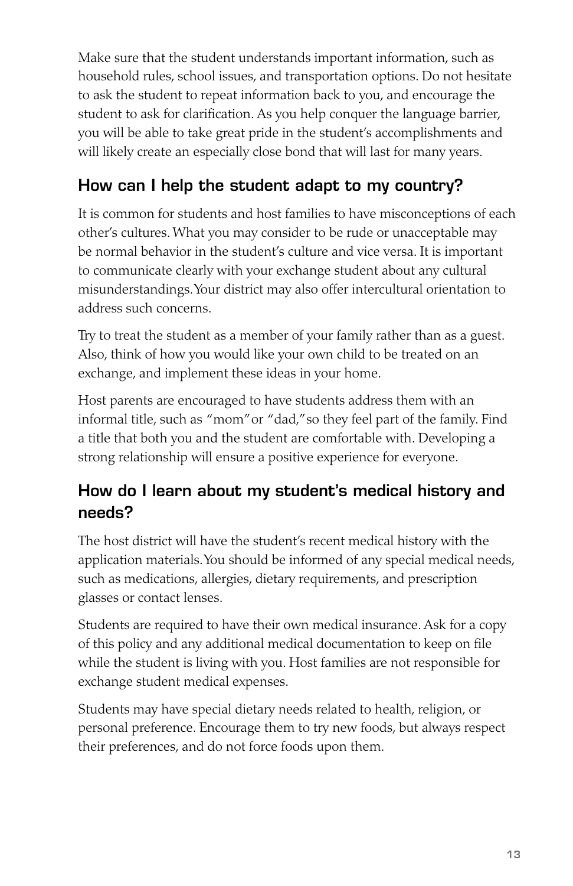Make sure that the student understands important information, such as household rules, school issues, and transportation options. Do not hesitate to ask the student to repeat information back to you, and encourage the student to ask for clarification. As you help conquer the language barrier, you will be able to take great pride in the student's accomplishments and will likely create an especially close bond that will last for many years.

## How can I help the student adapt to my country?

It is common for students and host families to have misconceptions of each other's cultures. What you may consider to be rude or unacceptable may be normal behavior in the student's culture and vice versa. It is important to communicate clearly with your exchange student about any cultural misunderstandings. Your district may also offer intercultural orientation to address such concerns.

Try to treat the student as a member of your family rather than as a guest. Also, think of how you would like your own child to be treated on an exchange, and implement these ideas in your home.

Host parents are encouraged to have students address them with an informal title, such as "mom" or "dad," so they feel part of the family. Find a title that both you and the student are comfortable with. Developing a strong relationship will ensure a positive experience for everyone.

## How do I learn about my student's medical history and needs?

The host district will have the student's recent medical history with the application materials. You should be informed of any special medical needs, such as medications, allergies, dietary requirements, and prescription glasses or contact lenses.

Students are required to have their own medical insurance. Ask for a copy of this policy and any additional medical documentation to keep on file while the student is living with you. Host families are not responsible for exchange student medical expenses.

Students may have special dietary needs related to health, religion, or personal preference. Encourage them to try new foods, but always respect their preferences, and do not force foods upon them.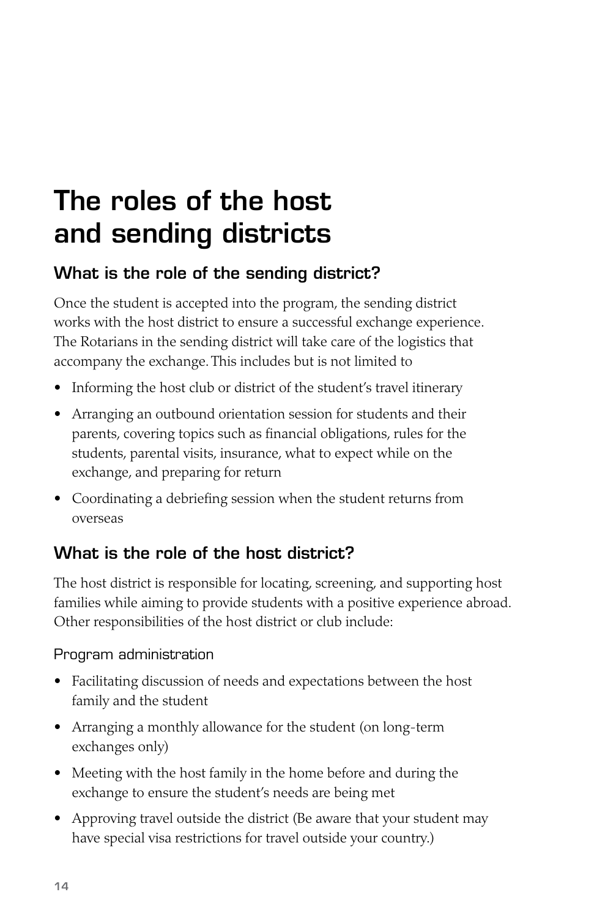# The roles of the host and sending districts

## What is the role of the sending district?

Once the student is accepted into the program, the sending district works with the host district to ensure a successful exchange experience. The Rotarians in the sending district will take care of the logistics that accompany the exchange. This includes but is not limited to

- Informing the host club or district of the student's travel itinerary
- Arranging an outbound orientation session for students and their parents, covering topics such as financial obligations, rules for the students, parental visits, insurance, what to expect while on the exchange, and preparing for return
- Coordinating a debriefing session when the student returns from overseas

## What is the role of the host district?

The host district is responsible for locating, screening, and supporting host families while aiming to provide students with a positive experience abroad. Other responsibilities of the host district or club include:

### Program administration

- Facilitating discussion of needs and expectations between the host family and the student
- Arranging a monthly allowance for the student (on long-term exchanges only)
- Meeting with the host family in the home before and during the exchange to ensure the student's needs are being met
- Approving travel outside the district (Be aware that your student may have special visa restrictions for travel outside your country.)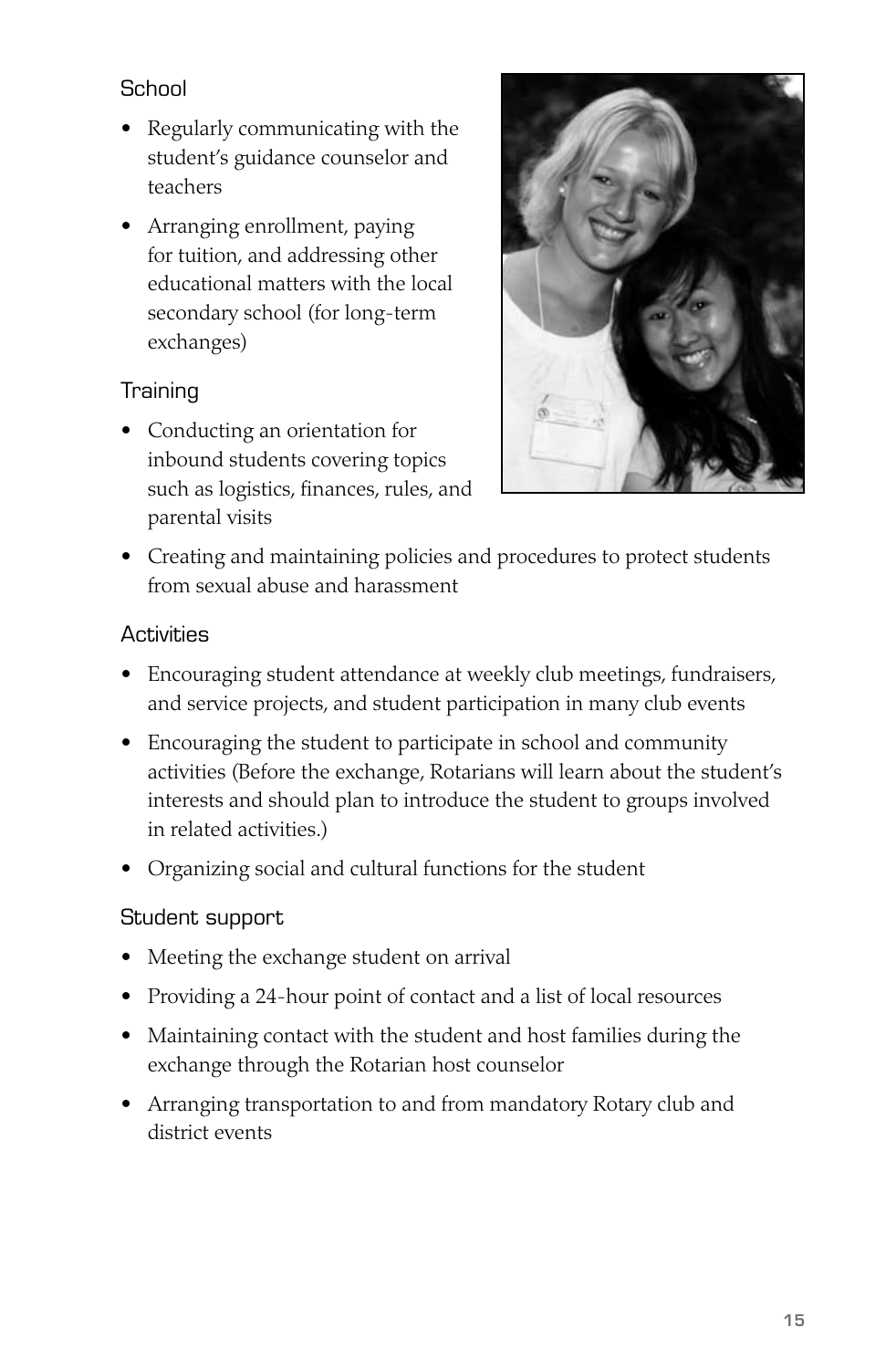### School

- Regularly communicating with the student's guidance counselor and teachers
- Arranging enrollment, paying for tuition, and addressing other educational matters with the local secondary school (for long-term exchanges)

### Training

- Conducting an orientation for inbound students covering topics such as logistics, finances, rules, and parental visits
- Creating and maintaining policies and procedures to protect students from sexual abuse and harassment

### Activities

- Encouraging student attendance at weekly club meetings, fundraisers, and service projects, and student participation in many club events
- Encouraging the student to participate in school and community activities (Before the exchange, Rotarians will learn about the student's interests and should plan to introduce the student to groups involved in related activities.)
- Organizing social and cultural functions for the student

### Student support

- Meeting the exchange student on arrival
- Providing a 24-hour point of contact and a list of local resources
- Maintaining contact with the student and host families during the exchange through the Rotarian host counselor
- Arranging transportation to and from mandatory Rotary club and district events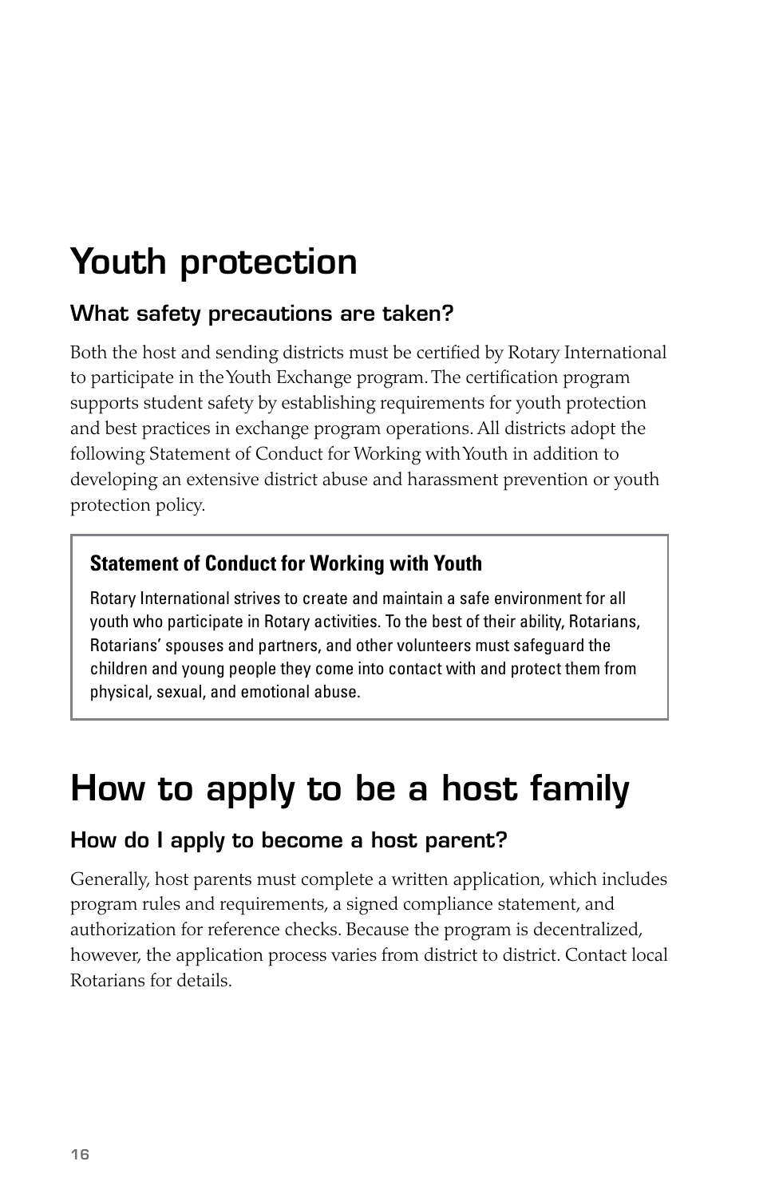# Youth protection

## What safety precautions are taken?

Both the host and sending districts must be certified by Rotary International to participate in the Youth Exchange program. The certification program supports student safety by establishing requirements for youth protection and best practices in exchange program operations. All districts adopt the following Statement of Conduct for Working with Youth in addition to developing an extensive district abuse and harassment prevention or youth protection policy.

> **Statement of Conduct for Working with Youth**
>
> Rotary International strives to create and maintain a safe environment for all youth who participate in Rotary activities. To the best of their ability, Rotarians, Rotarians' spouses and partners, and other volunteers must safeguard the children and young people they come into contact with and protect them from physical, sexual, and emotional abuse.

# How to apply to be a host family

## How do I apply to become a host parent?

Generally, host parents must complete a written application, which includes program rules and requirements, a signed compliance statement, and authorization for reference checks. Because the program is decentralized, however, the application process varies from district to district. Contact local Rotarians for details.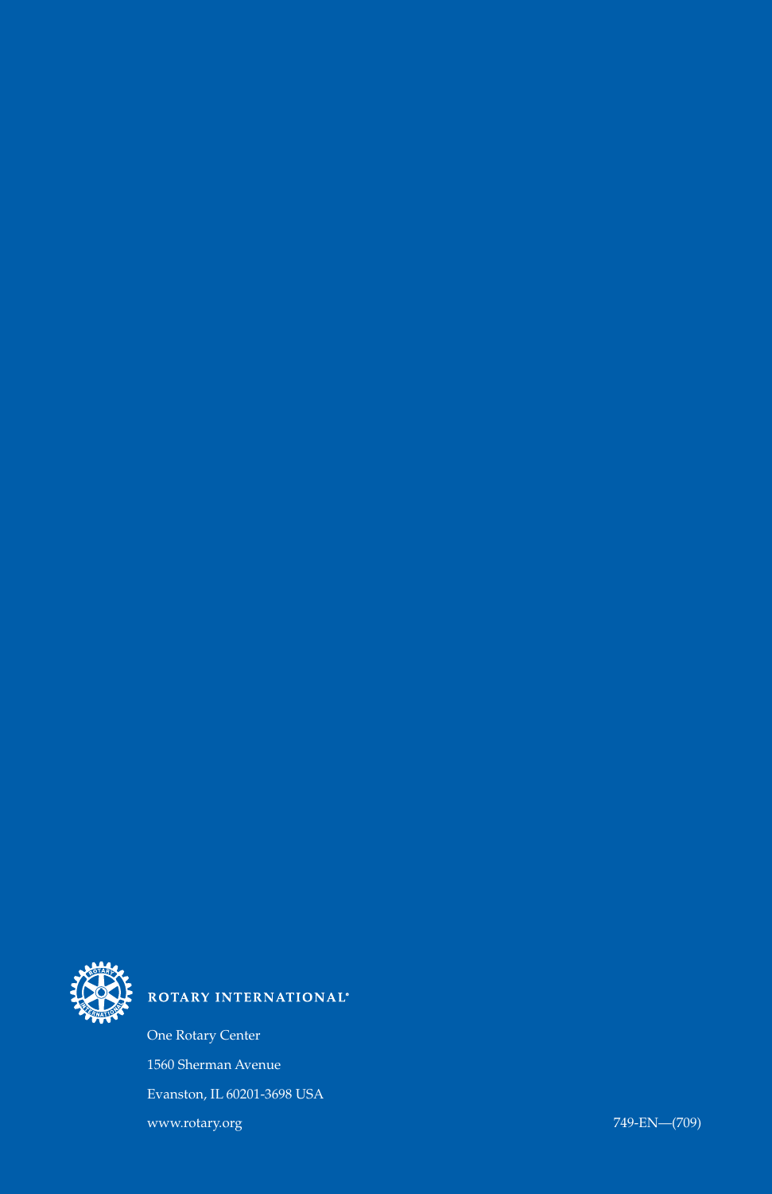ROTARY INTERNATIONAL®

One Rotary Center

1560 Sherman Avenue

Evanston, IL 60201-3698 USA

www.rotary.org

749-EN—(709)